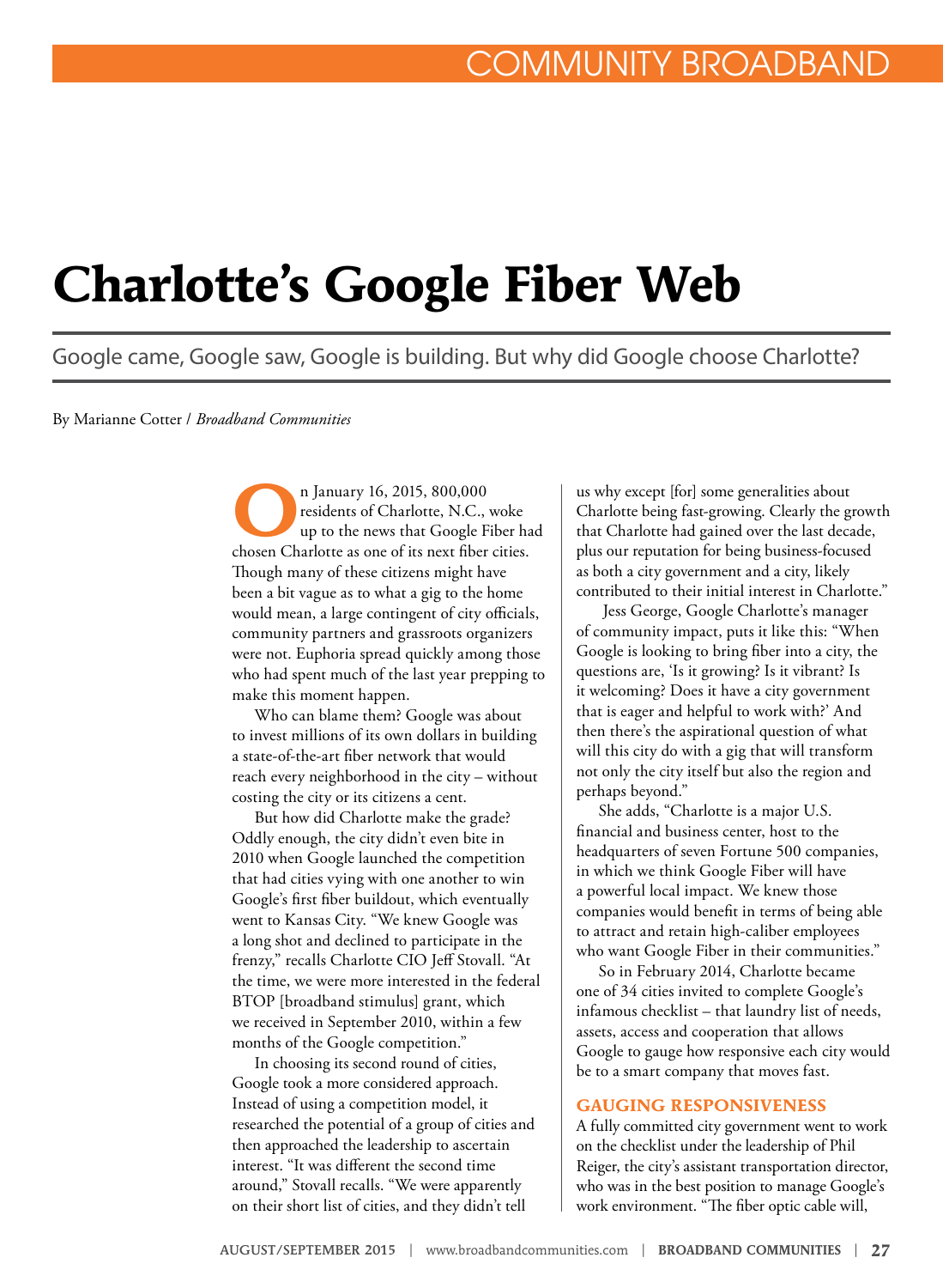# Charlotte's Google Fiber Web

Google came, Google saw, Google is building. But why did Google choose Charlotte?

By Marianne Cotter / *Broadband Communities*

On January 16, 2015, 800,000 residents of Charlotte, N.C., woke up to the news that Google Fiber had chosen Charlotte as one of its next fiber cities. Though many of these citizens might have been a bit vague as to what a gig to the home would mean, a large contingent of city officials, community partners and grassroots organizers were not. Euphoria spread quickly among those who had spent much of the last year prepping to make this moment happen.

Who can blame them? Google was about to invest millions of its own dollars in building a state-of-the-art fiber network that would reach every neighborhood in the city – without costing the city or its citizens a cent.

But how did Charlotte make the grade? Oddly enough, the city didn't even bite in 2010 when Google launched the competition that had cities vying with one another to win Google's first fiber buildout, which eventually went to Kansas City. "We knew Google was a long shot and declined to participate in the frenzy," recalls Charlotte CIO Jeff Stovall. "At the time, we were more interested in the federal BTOP [broadband stimulus] grant, which we received in September 2010, within a few months of the Google competition."

In choosing its second round of cities, Google took a more considered approach. Instead of using a competition model, it researched the potential of a group of cities and then approached the leadership to ascertain interest. "It was different the second time around," Stovall recalls. "We were apparently on their short list of cities, and they didn't tell us why except [for] some generalities about Charlotte being fast-growing. Clearly the growth that Charlotte had gained over the last decade, plus our reputation for being business-focused as both a city government and a city, likely contributed to their initial interest in Charlotte."

Jess George, Google Charlotte's manager of community impact, puts it like this: "When Google is looking to bring fiber into a city, the questions are, 'Is it growing? Is it vibrant? Is it welcoming? Does it have a city government that is eager and helpful to work with?' And then there's the aspirational question of what will this city do with a gig that will transform not only the city itself but also the region and perhaps beyond."

She adds, "Charlotte is a major U.S. financial and business center, host to the headquarters of seven Fortune 500 companies, in which we think Google Fiber will have a powerful local impact. We knew those companies would benefit in terms of being able to attract and retain high-caliber employees who want Google Fiber in their communities."

So in February 2014, Charlotte became one of 34 cities invited to complete Google's infamous checklist – that laundry list of needs, assets, access and cooperation that allows Google to gauge how responsive each city would be to a smart company that moves fast.

## GAUGING RESPONSIVENESS

A fully committed city government went to work on the checklist under the leadership of Phil Reiger, the city's assistant transportation director, who was in the best position to manage Google's work environment. "The fiber optic cable will,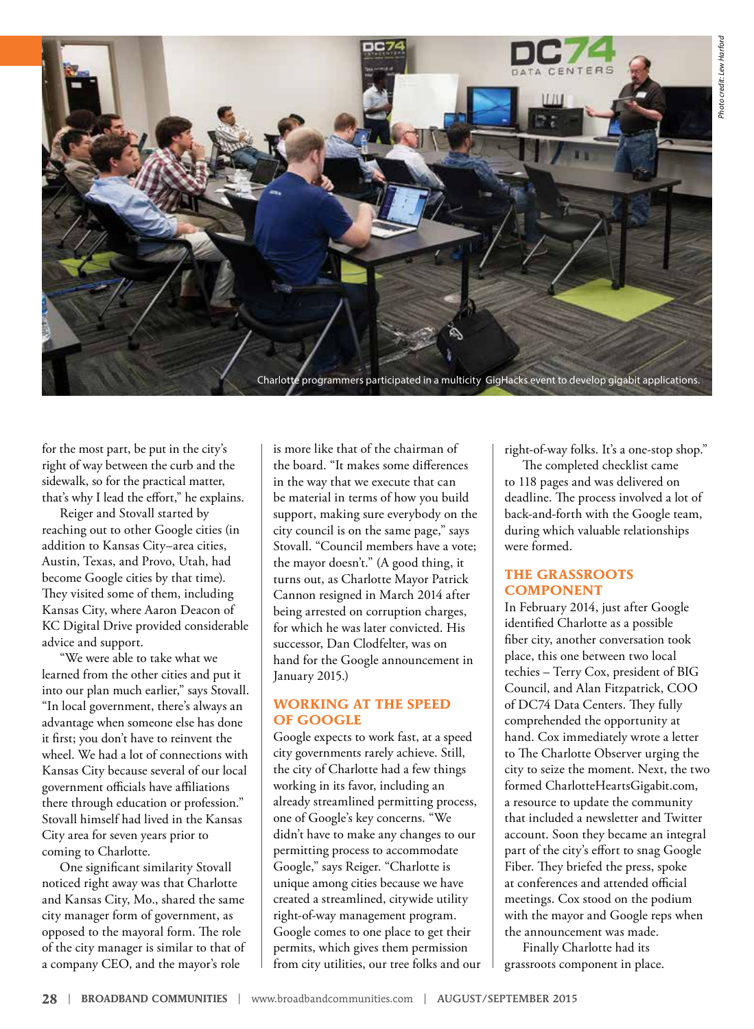Charlotte programmers participated in a multicity GigHacks event to develop gigabit applications.

Photo credit: Lew Harford

for the most part, be put in the city's right of way between the curb and the sidewalk, so for the practical matter, that's why I lead the effort," he explains.

Reiger and Stovall started by reaching out to other Google cities (in addition to Kansas City–area cities, Austin, Texas, and Provo, Utah, had become Google cities by that time). They visited some of them, including Kansas City, where Aaron Deacon of KC Digital Drive provided considerable advice and support.

"We were able to take what we learned from the other cities and put it into our plan much earlier," says Stovall. "In local government, there's always an advantage when someone else has done it first; you don't have to reinvent the wheel. We had a lot of connections with Kansas City because several of our local government officials have affiliations there through education or profession." Stovall himself had lived in the Kansas City area for seven years prior to coming to Charlotte.

One significant similarity Stovall noticed right away was that Charlotte and Kansas City, Mo., shared the same city manager form of government, as opposed to the mayoral form. The role of the city manager is similar to that of a company CEO, and the mayor's role is more like that of the chairman of the board. "It makes some differences in the way that we execute that can be material in terms of how you build support, making sure everybody on the city council is on the same page," says Stovall. "Council members have a vote; the mayor doesn't." (A good thing, it turns out, as Charlotte Mayor Patrick Cannon resigned in March 2014 after being arrested on corruption charges, for which he was later convicted. His successor, Dan Clodfelter, was on hand for the Google announcement in January 2015.)

## WORKING AT THE SPEED OF GOOGLE

Google expects to work fast, at a speed city governments rarely achieve. Still, the city of Charlotte had a few things working in its favor, including an already streamlined permitting process, one of Google's key concerns. "We didn't have to make any changes to our permitting process to accommodate Google," says Reiger. "Charlotte is unique among cities because we have created a streamlined, citywide utility right-of-way management program. Google comes to one place to get their permits, which gives them permission from city utilities, our tree folks and our right-of-way folks. It's a one-stop shop."

The completed checklist came to 118 pages and was delivered on deadline. The process involved a lot of back-and-forth with the Google team, during which valuable relationships were formed.

## THE GRASSROOTS COMPONENT

In February 2014, just after Google identified Charlotte as a possible fiber city, another conversation took place, this one between two local techies – Terry Cox, president of BIG Council, and Alan Fitzpatrick, COO of DC74 Data Centers. They fully comprehended the opportunity at hand. Cox immediately wrote a letter to The Charlotte Observer urging the city to seize the moment. Next, the two formed CharlotteHeartsGigabit.com, a resource to update the community that included a newsletter and Twitter account. Soon they became an integral part of the city's effort to snag Google Fiber. They briefed the press, spoke at conferences and attended official meetings. Cox stood on the podium with the mayor and Google reps when the announcement was made.

Finally Charlotte had its grassroots component in place.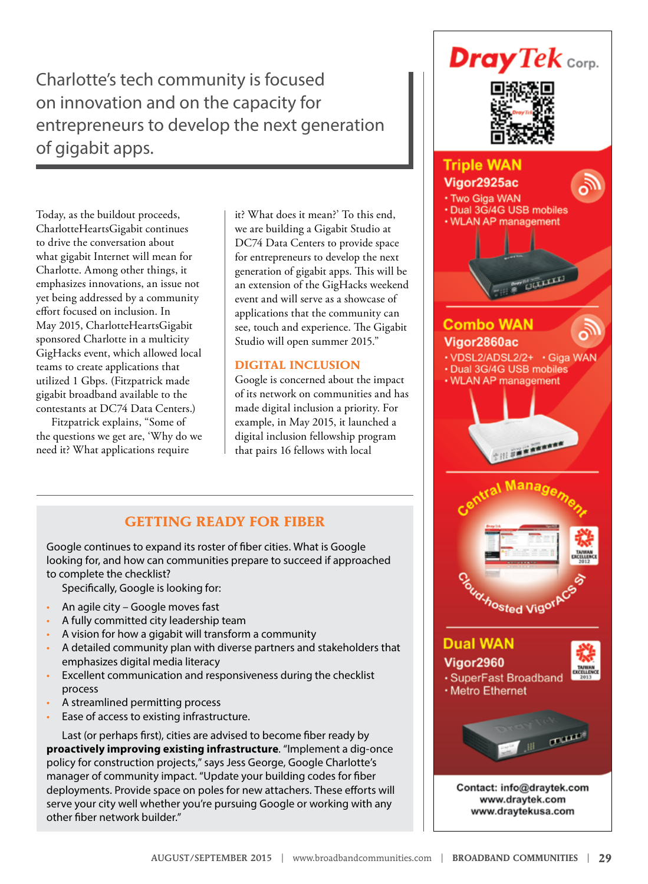> Charlotte's tech community is focused on innovation and on the capacity for entrepreneurs to develop the next generation of gigabit apps.

Today, as the buildout proceeds, CharlotteHeartsGigabit continues to drive the conversation about what gigabit Internet will mean for Charlotte. Among other things, it emphasizes innovations, an issue not yet being addressed by a community effort focused on inclusion. In May 2015, CharlotteHeartsGigabit sponsored Charlotte in a multicity GigHacks event, which allowed local teams to create applications that utilized 1 Gbps. (Fitzpatrick made gigabit broadband available to the contestants at DC74 Data Centers.)

Fitzpatrick explains, "Some of the questions we get are, 'Why do we need it? What applications require it? What does it mean?' To this end, we are building a Gigabit Studio at DC74 Data Centers to provide space for entrepreneurs to develop the next generation of gigabit apps. This will be an extension of the GigHacks weekend event and will serve as a showcase of applications that the community can see, touch and experience. The Gigabit Studio will open summer 2015."

## DIGITAL INCLUSION

Google is concerned about the impact of its network on communities and has made digital inclusion a priority. For example, in May 2015, it launched a digital inclusion fellowship program that pairs 16 fellows with local

## GETTING READY FOR FIBER

Google continues to expand its roster of fiber cities. What is Google looking for, and how can communities prepare to succeed if approached to complete the checklist?

Specifically, Google is looking for:

- An agile city – Google moves fast
- A fully committed city leadership team
- A vision for how a gigabit will transform a community
- A detailed community plan with diverse partners and stakeholders that emphasizes digital media literacy
- Excellent communication and responsiveness during the checklist process
- A streamlined permitting process
- Ease of access to existing infrastructure.

Last (or perhaps first), cities are advised to become fiber ready by **proactively improving existing infrastructure**. "Implement a dig-once policy for construction projects," says Jess George, Google Charlotte's manager of community impact. "Update your building codes for fiber deployments. Provide space on poles for new attachers. These efforts will serve your city well whether you're pursuing Google or working with any other fiber network builder."

---

**DrayTek Corp.**

**Triple WAN**
**Vigor2925ac**
- Two Giga WAN
- Dual 3G/4G USB mobiles
- WLAN AP management

**Combo WAN**
**Vigor2860ac**
- VDSL2/ADSL2/2+
- Giga WAN
- Dual 3G/4G USB mobiles
- WLAN AP management

**Central Management**
**Cloud-hosted VigorACS SI**

**Dual WAN**
**Vigor2960**
- SuperFast Broadband
- Metro Ethernet

Contact: info@draytek.com
www.draytek.com
www.draytekusa.com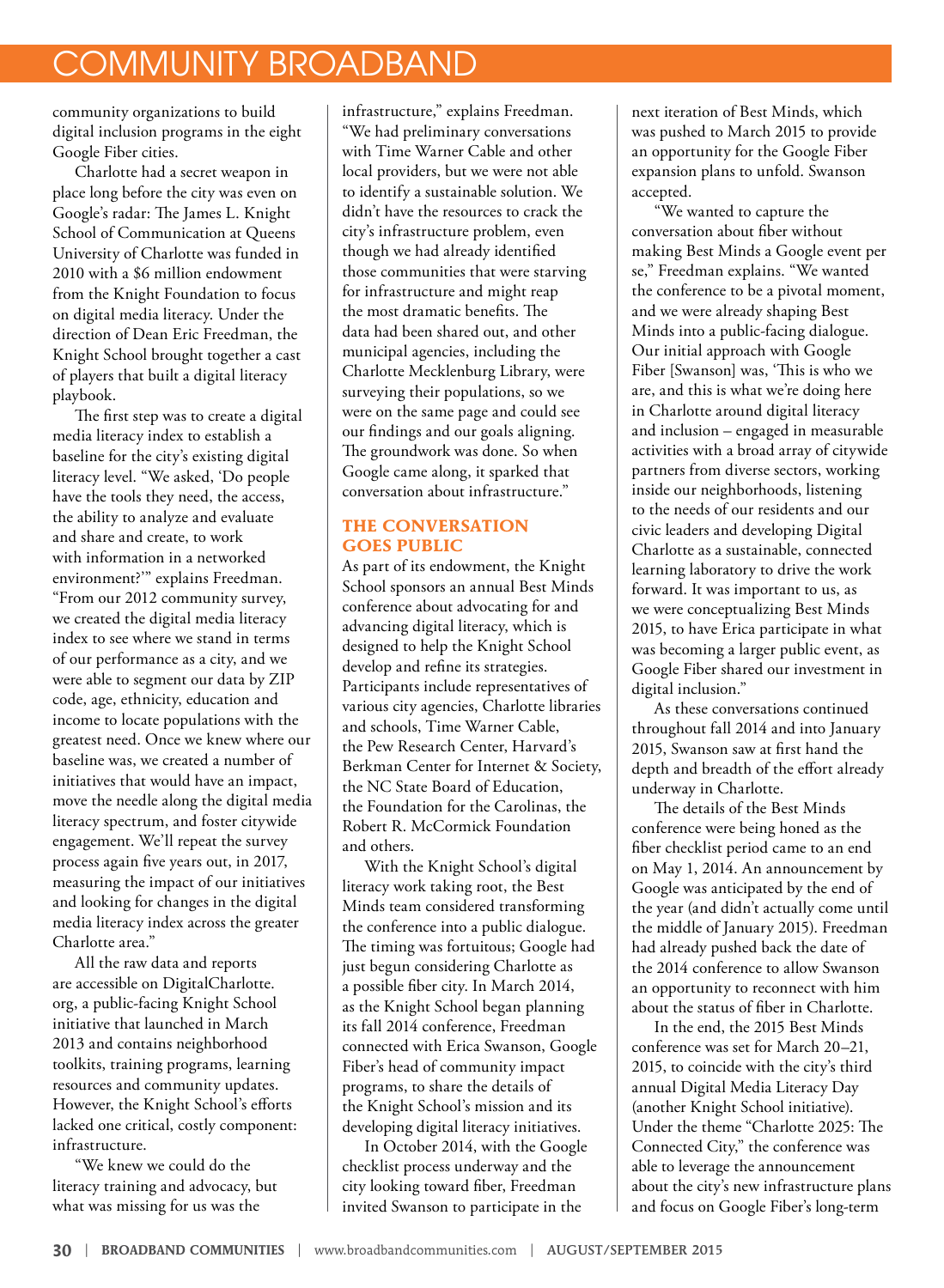community organizations to build digital inclusion programs in the eight Google Fiber cities.

Charlotte had a secret weapon in place long before the city was even on Google's radar: The James L. Knight School of Communication at Queens University of Charlotte was funded in 2010 with a $6 million endowment from the Knight Foundation to focus on digital media literacy. Under the direction of Dean Eric Freedman, the Knight School brought together a cast of players that built a digital literacy playbook.

The first step was to create a digital media literacy index to establish a baseline for the city's existing digital literacy level. "We asked, 'Do people have the tools they need, the access, the ability to analyze and evaluate and share and create, to work with information in a networked environment?'" explains Freedman. "From our 2012 community survey, we created the digital media literacy index to see where we stand in terms of our performance as a city, and we were able to segment our data by ZIP code, age, ethnicity, education and income to locate populations with the greatest need. Once we knew where our baseline was, we created a number of initiatives that would have an impact, move the needle along the digital media literacy spectrum, and foster citywide engagement. We'll repeat the survey process again five years out, in 2017, measuring the impact of our initiatives and looking for changes in the digital media literacy index across the greater Charlotte area."

All the raw data and reports are accessible on DigitalCharlotte.org, a public-facing Knight School initiative that launched in March 2013 and contains neighborhood toolkits, training programs, learning resources and community updates. However, the Knight School's efforts lacked one critical, costly component: infrastructure.

"We knew we could do the literacy training and advocacy, but what was missing for us was the infrastructure," explains Freedman. "We had preliminary conversations with Time Warner Cable and other local providers, but we were not able to identify a sustainable solution. We didn't have the resources to crack the city's infrastructure problem, even though we had already identified those communities that were starving for infrastructure and might reap the most dramatic benefits. The data had been shared out, and other municipal agencies, including the Charlotte Mecklenburg Library, were surveying their populations, so we were on the same page and could see our findings and our goals aligning. The groundwork was done. So when Google came along, it sparked that conversation about infrastructure."

## THE CONVERSATION GOES PUBLIC

As part of its endowment, the Knight School sponsors an annual Best Minds conference about advocating for and advancing digital literacy, which is designed to help the Knight School develop and refine its strategies. Participants include representatives of various city agencies, Charlotte libraries and schools, Time Warner Cable, the Pew Research Center, Harvard's Berkman Center for Internet & Society, the NC State Board of Education, the Foundation for the Carolinas, the Robert R. McCormick Foundation and others.

With the Knight School's digital literacy work taking root, the Best Minds team considered transforming the conference into a public dialogue. The timing was fortuitous; Google had just begun considering Charlotte as a possible fiber city. In March 2014, as the Knight School began planning its fall 2014 conference, Freedman connected with Erica Swanson, Google Fiber's head of community impact programs, to share the details of the Knight School's mission and its developing digital literacy initiatives.

In October 2014, with the Google checklist process underway and the city looking toward fiber, Freedman invited Swanson to participate in the next iteration of Best Minds, which was pushed to March 2015 to provide an opportunity for the Google Fiber expansion plans to unfold. Swanson accepted.

"We wanted to capture the conversation about fiber without making Best Minds a Google event per se," Freedman explains. "We wanted the conference to be a pivotal moment, and we were already shaping Best Minds into a public-facing dialogue. Our initial approach with Google Fiber [Swanson] was, 'This is who we are, and this is what we're doing here in Charlotte around digital literacy and inclusion – engaged in measurable activities with a broad array of citywide partners from diverse sectors, working inside our neighborhoods, listening to the needs of our residents and our civic leaders and developing Digital Charlotte as a sustainable, connected learning laboratory to drive the work forward. It was important to us, as we were conceptualizing Best Minds 2015, to have Erica participate in what was becoming a larger public event, as Google Fiber shared our investment in digital inclusion."

As these conversations continued throughout fall 2014 and into January 2015, Swanson saw at first hand the depth and breadth of the effort already underway in Charlotte.

The details of the Best Minds conference were being honed as the fiber checklist period came to an end on May 1, 2014. An announcement by Google was anticipated by the end of the year (and didn't actually come until the middle of January 2015). Freedman had already pushed back the date of the 2014 conference to allow Swanson an opportunity to reconnect with him about the status of fiber in Charlotte.

In the end, the 2015 Best Minds conference was set for March 20–21, 2015, to coincide with the city's third annual Digital Media Literacy Day (another Knight School initiative). Under the theme "Charlotte 2025: The Connected City," the conference was able to leverage the announcement about the city's new infrastructure plans and focus on Google Fiber's long-term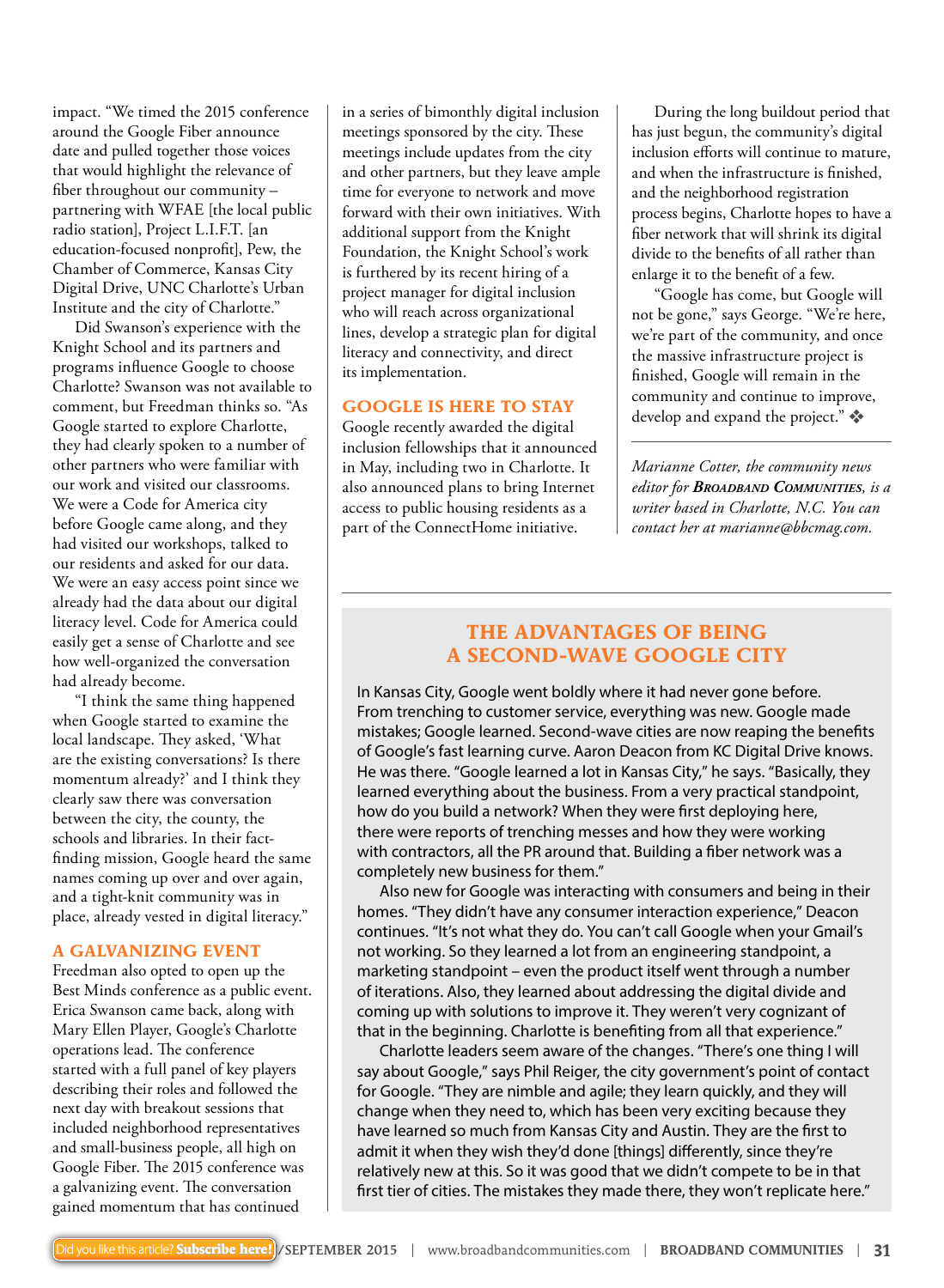impact. "We timed the 2015 conference around the Google Fiber announce date and pulled together those voices that would highlight the relevance of fiber throughout our community – partnering with WFAE [the local public radio station], Project L.I.F.T. [an education-focused nonprofit], Pew, the Chamber of Commerce, Kansas City Digital Drive, UNC Charlotte's Urban Institute and the city of Charlotte."

Did Swanson's experience with the Knight School and its partners and programs influence Google to choose Charlotte? Swanson was not available to comment, but Freedman thinks so. "As Google started to explore Charlotte, they had clearly spoken to a number of other partners who were familiar with our work and visited our classrooms. We were a Code for America city before Google came along, and they had visited our workshops, talked to our residents and asked for our data. We were an easy access point since we already had the data about our digital literacy level. Code for America could easily get a sense of Charlotte and see how well-organized the conversation had already become.

"I think the same thing happened when Google started to examine the local landscape. They asked, 'What are the existing conversations? Is there momentum already?' and I think they clearly saw there was conversation between the city, the county, the schools and libraries. In their fact-finding mission, Google heard the same names coming up over and over again, and a tight-knit community was in place, already vested in digital literacy."

## A GALVANIZING EVENT

Freedman also opted to open up the Best Minds conference as a public event. Erica Swanson came back, along with Mary Ellen Player, Google's Charlotte operations lead. The conference started with a full panel of key players describing their roles and followed the next day with breakout sessions that included neighborhood representatives and small-business people, all high on Google Fiber. The 2015 conference was a galvanizing event. The conversation gained momentum that has continued in a series of bimonthly digital inclusion meetings sponsored by the city. These meetings include updates from the city and other partners, but they leave ample time for everyone to network and move forward with their own initiatives. With additional support from the Knight Foundation, the Knight School's work is furthered by its recent hiring of a project manager for digital inclusion who will reach across organizational lines, develop a strategic plan for digital literacy and connectivity, and direct its implementation.

## GOOGLE IS HERE TO STAY

Google recently awarded the digital inclusion fellowships that it announced in May, including two in Charlotte. It also announced plans to bring Internet access to public housing residents as a part of the ConnectHome initiative.

During the long buildout period that has just begun, the community's digital inclusion efforts will continue to mature, and when the infrastructure is finished, and the neighborhood registration process begins, Charlotte hopes to have a fiber network that will shrink its digital divide to the benefits of all rather than enlarge it to the benefit of a few.

"Google has come, but Google will not be gone," says George. "We're here, we're part of the community, and once the massive infrastructure project is finished, Google will remain in the community and continue to improve, develop and expand the project." ❖

*Marianne Cotter, the community news editor for **Broadband Communities**, is a writer based in Charlotte, N.C. You can contact her at marianne@bbcmag.com.*

## THE ADVANTAGES OF BEING A SECOND-WAVE GOOGLE CITY

In Kansas City, Google went boldly where it had never gone before. From trenching to customer service, everything was new. Google made mistakes; Google learned. Second-wave cities are now reaping the benefits of Google's fast learning curve. Aaron Deacon from KC Digital Drive knows. He was there. "Google learned a lot in Kansas City," he says. "Basically, they learned everything about the business. From a very practical standpoint, how do you build a network? When they were first deploying here, there were reports of trenching messes and how they were working with contractors, all the PR around that. Building a fiber network was a completely new business for them."

Also new for Google was interacting with consumers and being in their homes. "They didn't have any consumer interaction experience," Deacon continues. "It's not what they do. You can't call Google when your Gmail's not working. So they learned a lot from an engineering standpoint, a marketing standpoint – even the product itself went through a number of iterations. Also, they learned about addressing the digital divide and coming up with solutions to improve it. They weren't very cognizant of that in the beginning. Charlotte is benefiting from all that experience."

Charlotte leaders seem aware of the changes. "There's one thing I will say about Google," says Phil Reiger, the city government's point of contact for Google. "They are nimble and agile; they learn quickly, and they will change when they need to, which has been very exciting because they have learned so much from Kansas City and Austin. They are the first to admit it when they wish they'd done [things] differently, since they're relatively new at this. So it was good that we didn't compete to be in that first tier of cities. The mistakes they made there, they won't replicate here."